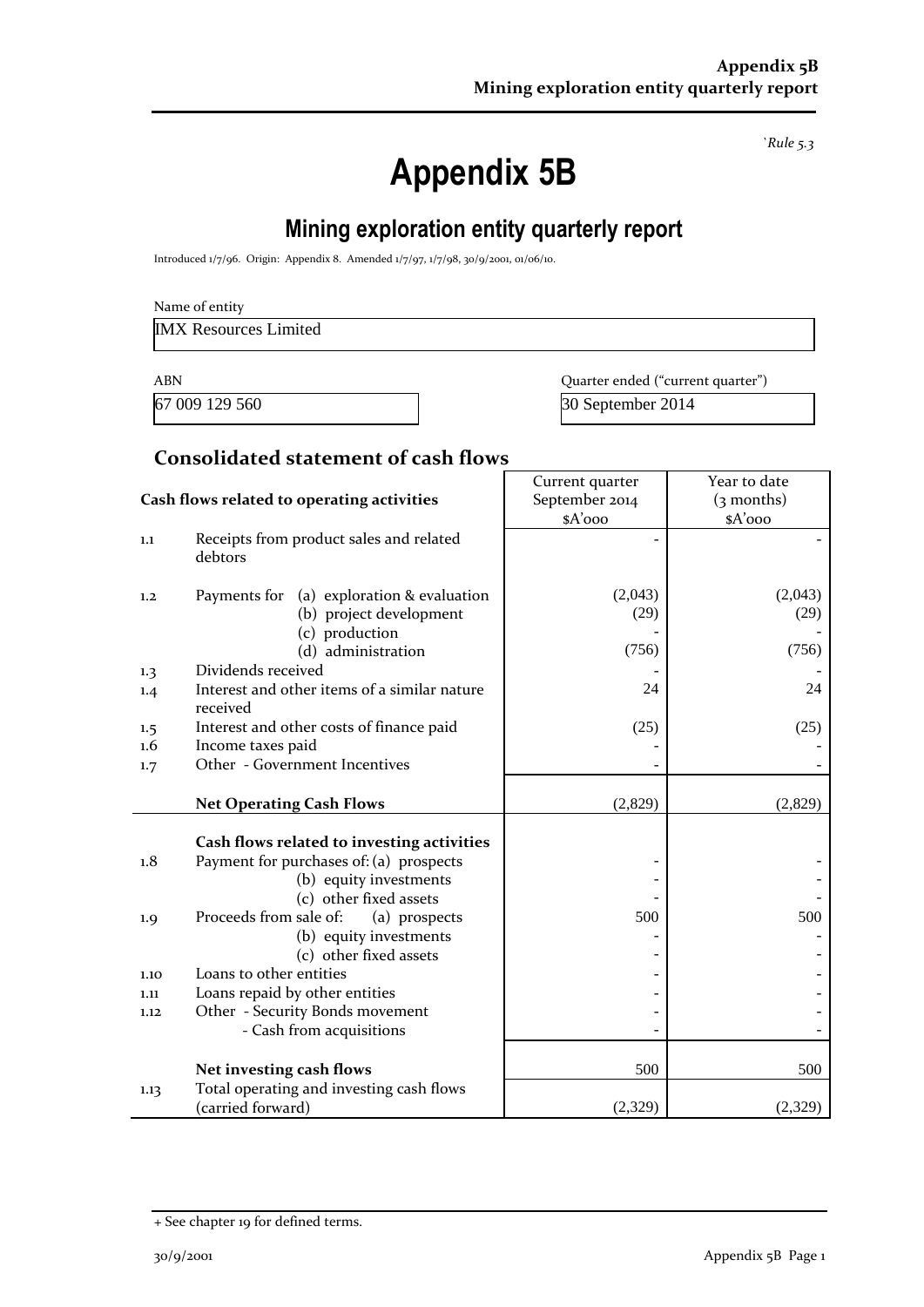*`Rule 5.3*

# Appendix 5B

## Mining exploration entity quarterly report

Introduced 1/7/96. Origin: Appendix 8. Amended 1/7/97, 1/7/98, 30/9/2001, 01/06/10.

Name of entity

IMX Resources Limited

| ABN | Quarter ended ("current quarter") |
|---|---|
| 67 009 129 560 | 30 September 2014 |

### Consolidated statement of cash flows

| | Cash flows related to operating activities | Current quarter September 2014 $A'000 | Year to date (3 months) $A'000 |
|---|---|---|---|
| 1.1 | Receipts from product sales and related debtors | - | - |
| 1.2 | Payments for (a) exploration & evaluation | (2,043) | (2,043) |
| | (b) project development | (29) | (29) |
| | (c) production | - | - |
| | (d) administration | (756) | (756) |
| 1.3 | Dividends received | - | - |
| 1.4 | Interest and other items of a similar nature received | 24 | 24 |
| 1.5 | Interest and other costs of finance paid | (25) | (25) |
| 1.6 | Income taxes paid | - | - |
| 1.7 | Other - Government Incentives | - | - |
| | **Net Operating Cash Flows** | (2,829) | (2,829) |
| | **Cash flows related to investing activities** | | |
| 1.8 | Payment for purchases of: (a) prospects | - | - |
| | (b) equity investments | - | - |
| | (c) other fixed assets | - | - |
| 1.9 | Proceeds from sale of: (a) prospects | 500 | 500 |
| | (b) equity investments | - | - |
| | (c) other fixed assets | - | - |
| 1.10 | Loans to other entities | - | - |
| 1.11 | Loans repaid by other entities | - | - |
| 1.12 | Other - Security Bonds movement | - | - |
| | - Cash from acquisitions | - | - |
| | **Net investing cash flows** | 500 | 500 |
| 1.13 | Total operating and investing cash flows (carried forward) | (2,329) | (2,329) |

+ See chapter 19 for defined terms.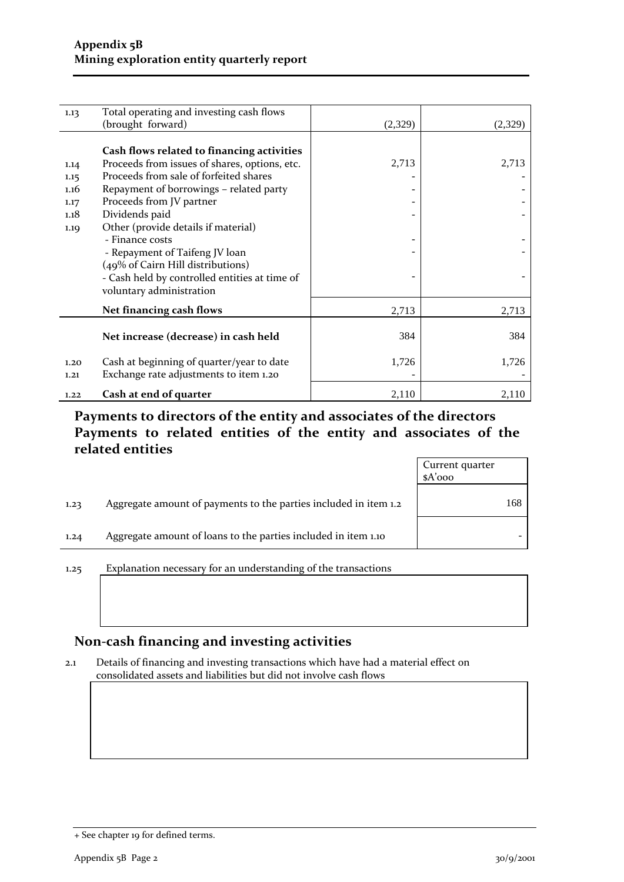| | | | |
|---|---|---|---|
| 1.13 | Total operating and investing cash flows (brought forward) | (2,329) | (2,329) |
| | **Cash flows related to financing activities** | | |
| 1.14 | Proceeds from issues of shares, options, etc. | 2,713 | 2,713 |
| 1.15 | Proceeds from sale of forfeited shares | - | - |
| 1.16 | Repayment of borrowings – related party | - | - |
| 1.17 | Proceeds from JV partner | - | - |
| 1.18 | Dividends paid | - | - |
| 1.19 | Other (provide details if material) | | |
| | - Finance costs | - | - |
| | - Repayment of Taifeng JV loan (49% of Cairn Hill distributions) | - | - |
| | - Cash held by controlled entities at time of voluntary administration | - | - |
| | **Net financing cash flows** | 2,713 | 2,713 |
| | **Net increase (decrease) in cash held** | 384 | 384 |
| 1.20 | Cash at beginning of quarter/year to date | 1,726 | 1,726 |
| 1.21 | Exchange rate adjustments to item 1.20 | - | - |
| 1.22 | **Cash at end of quarter** | 2,110 | 2,110 |

## Payments to directors of the entity and associates of the directors Payments to related entities of the entity and associates of the related entities

| | | Current quarter $A'000 |
|---|---|---|
| 1.23 | Aggregate amount of payments to the parties included in item 1.2 | 168 |
| 1.24 | Aggregate amount of loans to the parties included in item 1.10 | - |

1.25 Explanation necessary for an understanding of the transactions

## Non-cash financing and investing activities

2.1 Details of financing and investing transactions which have had a material effect on consolidated assets and liabilities but did not involve cash flows

+ See chapter 19 for defined terms.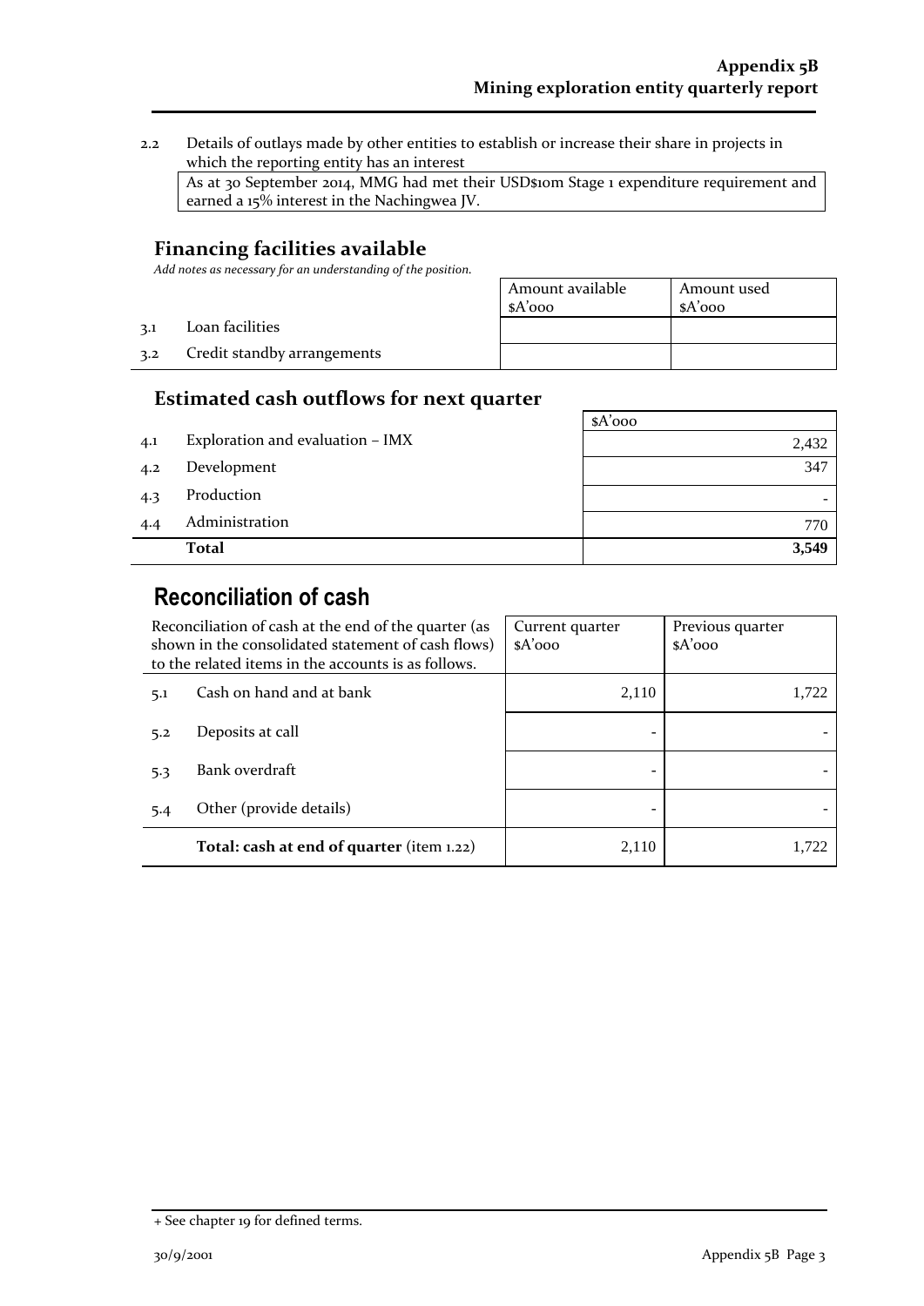2.2 Details of outlays made by other entities to establish or increase their share in projects in which the reporting entity has an interest

As at 30 September 2014, MMG had met their USD$10m Stage 1 expenditure requirement and earned a 15% interest in the Nachingwea JV.

## Financing facilities available

*Add notes as necessary for an understanding of the position.*

| | | Amount available $A'000 | Amount used $A'000 |
|---|---|---|---|
| 3.1 | Loan facilities | | |
| 3.2 | Credit standby arrangements | | |

## Estimated cash outflows for next quarter

| | | $A'000 |
|---|---|---|
| 4.1 | Exploration and evaluation – IMX | 2,432 |
| 4.2 | Development | 347 |
| 4.3 | Production | - |
| 4.4 | Administration | 770 |
| | **Total** | **3,549** |

# Reconciliation of cash

| Reconciliation of cash at the end of the quarter (as shown in the consolidated statement of cash flows) to the related items in the accounts is as follows. | | Current quarter $A'000 | Previous quarter $A'000 |
|---|---|---|---|
| 5.1 | Cash on hand and at bank | 2,110 | 1,722 |
| 5.2 | Deposits at call | - | - |
| 5.3 | Bank overdraft | - | - |
| 5.4 | Other (provide details) | - | - |
| | **Total: cash at end of quarter** (item 1.22) | 2,110 | 1,722 |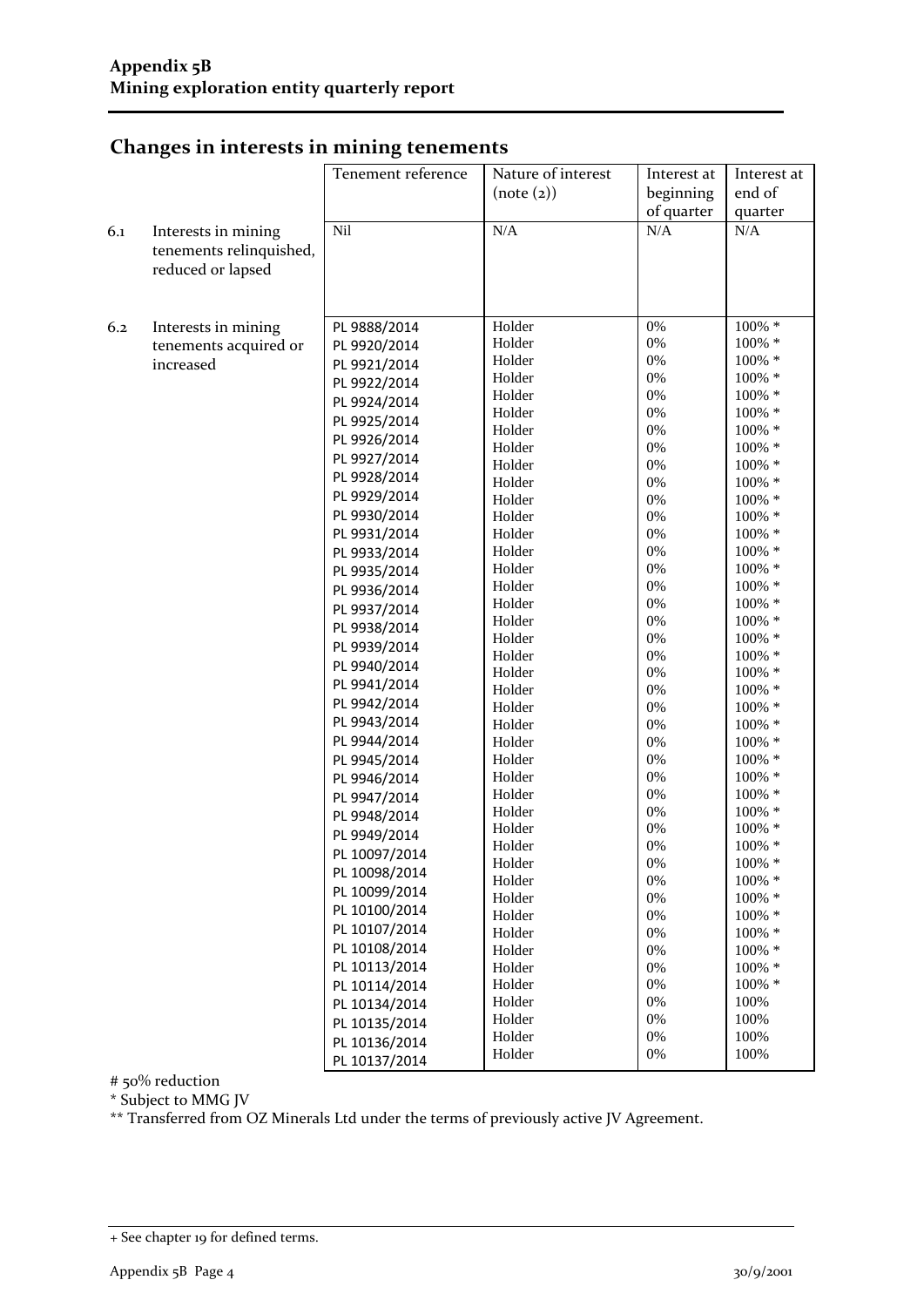## Changes in interests in mining tenements

| | | Tenement reference | Nature of interest (note (2)) | Interest at beginning of quarter | Interest at end of quarter |
|---|---|---|---|---|---|
| 6.1 | Interests in mining tenements relinquished, reduced or lapsed | Nil | N/A | N/A | N/A |
| 6.2 | Interests in mining tenements acquired or increased | PL 9888/2014 | Holder | 0% | 100% * |
| | | PL 9920/2014 | Holder | 0% | 100% * |
| | | PL 9921/2014 | Holder | 0% | 100% * |
| | | PL 9922/2014 | Holder | 0% | 100% * |
| | | PL 9924/2014 | Holder | 0% | 100% * |
| | | PL 9925/2014 | Holder | 0% | 100% * |
| | | PL 9926/2014 | Holder | 0% | 100% * |
| | | PL 9927/2014 | Holder | 0% | 100% * |
| | | PL 9928/2014 | Holder | 0% | 100% * |
| | | PL 9929/2014 | Holder | 0% | 100% * |
| | | PL 9930/2014 | Holder | 0% | 100% * |
| | | PL 9931/2014 | Holder | 0% | 100% * |
| | | PL 9933/2014 | Holder | 0% | 100% * |
| | | PL 9935/2014 | Holder | 0% | 100% * |
| | | PL 9936/2014 | Holder | 0% | 100% * |
| | | PL 9937/2014 | Holder | 0% | 100% * |
| | | PL 9938/2014 | Holder | 0% | 100% * |
| | | PL 9939/2014 | Holder | 0% | 100% * |
| | | PL 9940/2014 | Holder | 0% | 100% * |
| | | PL 9941/2014 | Holder | 0% | 100% * |
| | | PL 9942/2014 | Holder | 0% | 100% * |
| | | PL 9943/2014 | Holder | 0% | 100% * |
| | | PL 9944/2014 | Holder | 0% | 100% * |
| | | PL 9945/2014 | Holder | 0% | 100% * |
| | | PL 9946/2014 | Holder | 0% | 100% * |
| | | PL 9947/2014 | Holder | 0% | 100% * |
| | | PL 9948/2014 | Holder | 0% | 100% * |
| | | PL 9949/2014 | Holder | 0% | 100% * |
| | | PL 10097/2014 | Holder | 0% | 100% * |
| | | PL 10098/2014 | Holder | 0% | 100% * |
| | | PL 10099/2014 | Holder | 0% | 100% * |
| | | PL 10100/2014 | Holder | 0% | 100% * |
| | | PL 10107/2014 | Holder | 0% | 100% * |
| | | PL 10108/2014 | Holder | 0% | 100% * |
| | | PL 10113/2014 | Holder | 0% | 100% * |
| | | PL 10114/2014 | Holder | 0% | 100% * |
| | | PL 10134/2014 | Holder | 0% | 100% |
| | | PL 10135/2014 | Holder | 0% | 100% |
| | | PL 10136/2014 | Holder | 0% | 100% |
| | | PL 10137/2014 | Holder | 0% | 100% |

# 50% reduction

* Subject to MMG JV

** Transferred from OZ Minerals Ltd under the terms of previously active JV Agreement.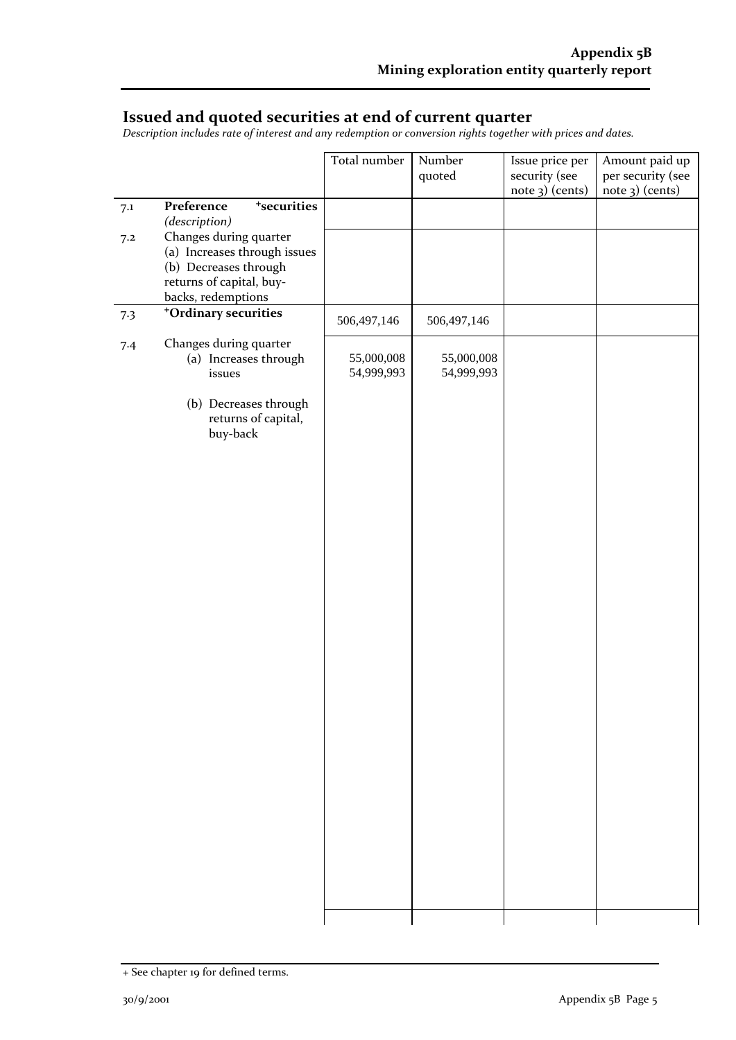## Issued and quoted securities at end of current quarter

*Description includes rate of interest and any redemption or conversion rights together with prices and dates.*

| | | Total number | Number quoted | Issue price per security (see note 3) (cents) | Amount paid up per security (see note 3) (cents) |
|---|---|---|---|---|---|
| 7.1 | **Preference +securities** *(description)* | | | | |
| 7.2 | Changes during quarter (a) Increases through issues (b) Decreases through returns of capital, buy-backs, redemptions | | | | |
| 7.3 | **+Ordinary securities** | 506,497,146 | 506,497,146 | | |
| 7.4 | Changes during quarter (a) Increases through issues (b) Decreases through returns of capital, buy-back | 55,000,008 54,999,993 | 55,000,008 54,999,993 | | |

+ See chapter 19 for defined terms.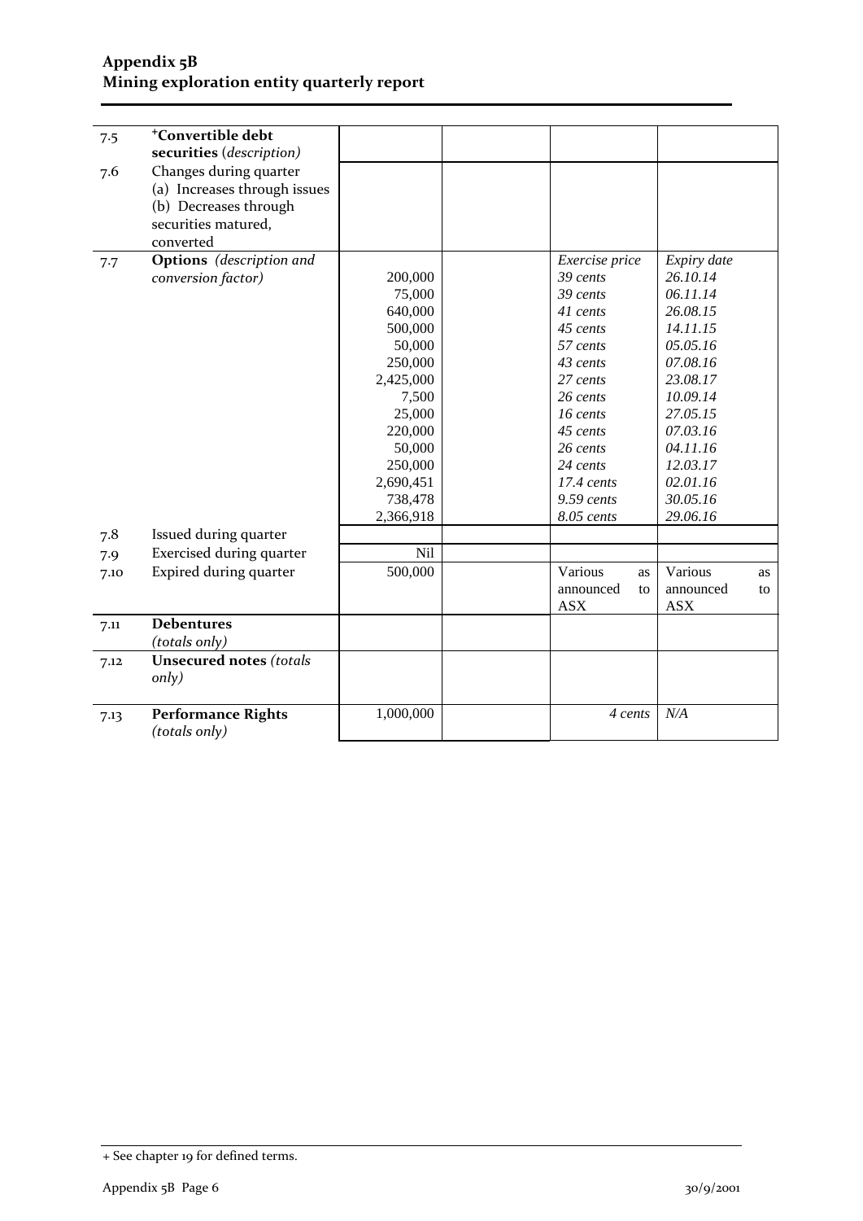| | | | | | |
|---|---|---|---|---|---|
| 7.5 | **+Convertible debt securities** (*description*) | | | | |
| 7.6 | Changes during quarter<br>(a) Increases through issues<br>(b) Decreases through securities matured, converted | | | | |
| 7.7 | **Options** *(description and conversion factor)* | 200,000<br>75,000<br>640,000<br>500,000<br>50,000<br>250,000<br>2,425,000<br>7,500<br>25,000<br>220,000<br>50,000<br>250,000<br>2,690,451<br>738,478<br>2,366,918 | | *Exercise price*<br>*39 cents*<br>*39 cents*<br>*41 cents*<br>*45 cents*<br>*57 cents*<br>*43 cents*<br>*27 cents*<br>*26 cents*<br>*16 cents*<br>*45 cents*<br>*26 cents*<br>*24 cents*<br>*17.4 cents*<br>*9.59 cents*<br>*8.05 cents* | *Expiry date*<br>*26.10.14*<br>*06.11.14*<br>*26.08.15*<br>*14.11.15*<br>*05.05.16*<br>*07.08.16*<br>*23.08.17*<br>*10.09.14*<br>*27.05.15*<br>*07.03.16*<br>*04.11.16*<br>*12.03.17*<br>*02.01.16*<br>*30.05.16*<br>*29.06.16* |
| 7.8 | Issued during quarter | | | | |
| 7.9 | Exercised during quarter | Nil | | | |
| 7.10 | Expired during quarter | 500,000 | | Various as announced to ASX | Various as announced to ASX |
| 7.11 | **Debentures** *(totals only)* | | | | |
| 7.12 | **Unsecured notes** *(totals only)* | | | | |
| 7.13 | **Performance Rights** *(totals only)* | 1,000,000 | | *4 cents* | *N/A* |

+ See chapter 19 for defined terms.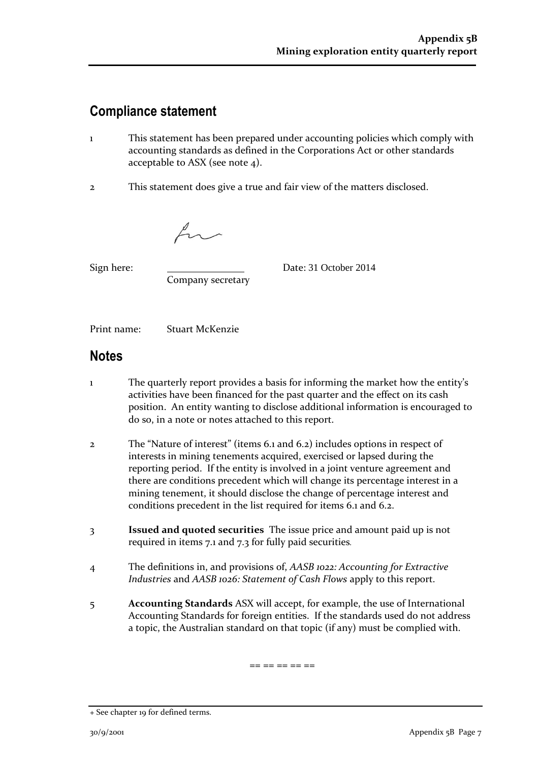## Compliance statement

1 This statement has been prepared under accounting policies which comply with accounting standards as defined in the Corporations Act or other standards acceptable to ASX (see note 4).

2 This statement does give a true and fair view of the matters disclosed.

Sign here: ______________ Date: 31 October 2014
Company secretary

Print name: Stuart McKenzie

## Notes

1 The quarterly report provides a basis for informing the market how the entity's activities have been financed for the past quarter and the effect on its cash position. An entity wanting to disclose additional information is encouraged to do so, in a note or notes attached to this report.

2 The "Nature of interest" (items 6.1 and 6.2) includes options in respect of interests in mining tenements acquired, exercised or lapsed during the reporting period. If the entity is involved in a joint venture agreement and there are conditions precedent which will change its percentage interest in a mining tenement, it should disclose the change of percentage interest and conditions precedent in the list required for items 6.1 and 6.2.

3 **Issued and quoted securities** The issue price and amount paid up is not required in items 7.1 and 7.3 for fully paid securities.

4 The definitions in, and provisions of, *AASB 1022: Accounting for Extractive Industries* and *AASB 1026: Statement of Cash Flows* apply to this report.

5 **Accounting Standards** ASX will accept, for example, the use of International Accounting Standards for foreign entities. If the standards used do not address a topic, the Australian standard on that topic (if any) must be complied with.

== == == == ==

+ See chapter 19 for defined terms.